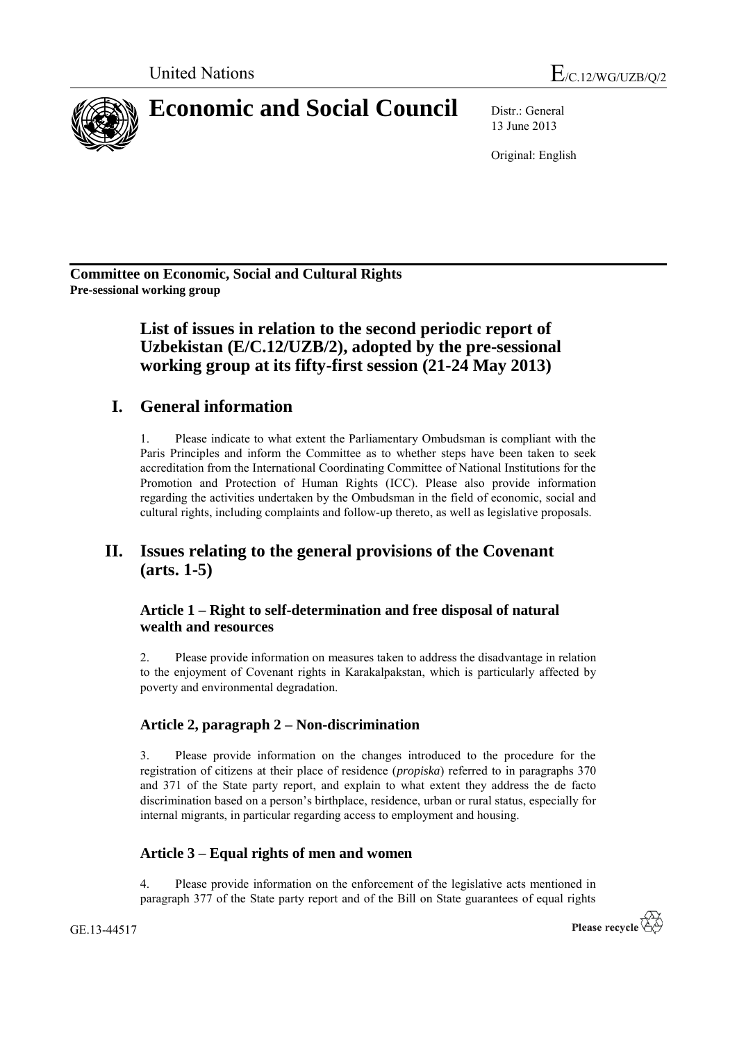United Nations E/C.12/WG/UZB/Q/2

# Economic and Social Council

Distr.: General
13 June 2013

Original: English

**Committee on Economic, Social and Cultural Rights**
**Pre-sessional working group**

## List of issues in relation to the second periodic report of Uzbekistan (E/C.12/UZB/2), adopted by the pre-sessional working group at its fifty-first session (21-24 May 2013)

## I. General information

1. Please indicate to what extent the Parliamentary Ombudsman is compliant with the Paris Principles and inform the Committee as to whether steps have been taken to seek accreditation from the International Coordinating Committee of National Institutions for the Promotion and Protection of Human Rights (ICC). Please also provide information regarding the activities undertaken by the Ombudsman in the field of economic, social and cultural rights, including complaints and follow-up thereto, as well as legislative proposals.

## II. Issues relating to the general provisions of the Covenant (arts. 1-5)

### Article 1 – Right to self-determination and free disposal of natural wealth and resources

2. Please provide information on measures taken to address the disadvantage in relation to the enjoyment of Covenant rights in Karakalpakstan, which is particularly affected by poverty and environmental degradation.

### Article 2, paragraph 2 – Non-discrimination

3. Please provide information on the changes introduced to the procedure for the registration of citizens at their place of residence (*propiska*) referred to in paragraphs 370 and 371 of the State party report, and explain to what extent they address the de facto discrimination based on a person's birthplace, residence, urban or rural status, especially for internal migrants, in particular regarding access to employment and housing.

### Article 3 – Equal rights of men and women

4. Please provide information on the enforcement of the legislative acts mentioned in paragraph 377 of the State party report and of the Bill on State guarantees of equal rights

GE.13-44517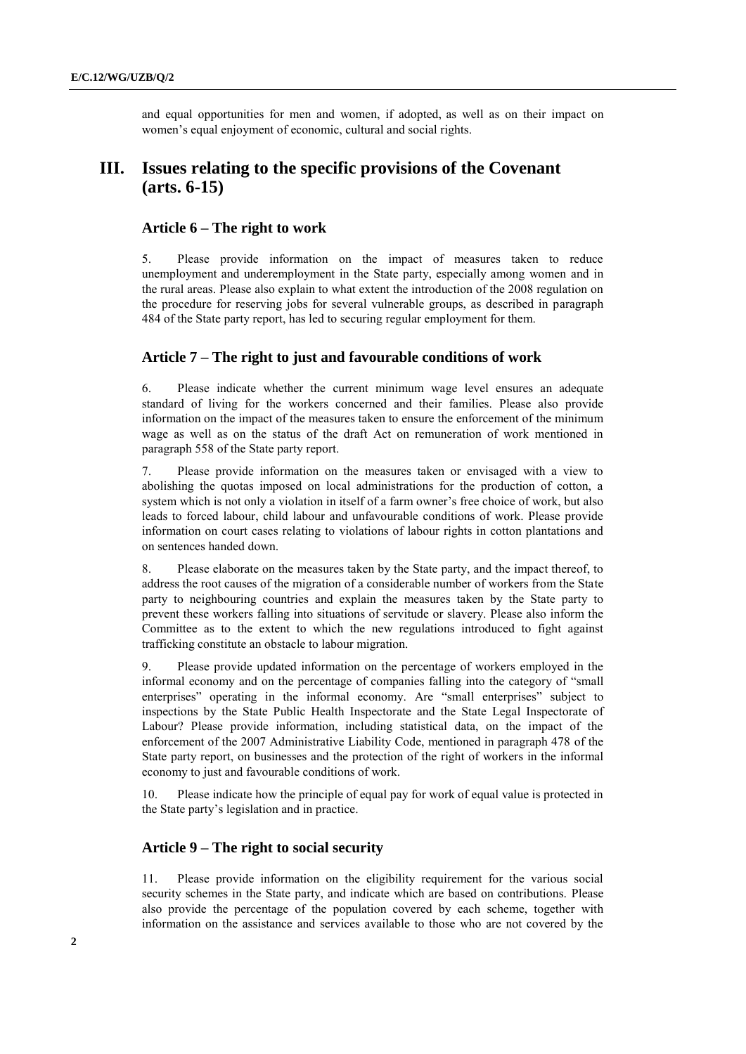and equal opportunities for men and women, if adopted, as well as on their impact on women's equal enjoyment of economic, cultural and social rights.

# III. Issues relating to the specific provisions of the Covenant (arts. 6-15)

## Article 6 – The right to work

5. Please provide information on the impact of measures taken to reduce unemployment and underemployment in the State party, especially among women and in the rural areas. Please also explain to what extent the introduction of the 2008 regulation on the procedure for reserving jobs for several vulnerable groups, as described in paragraph 484 of the State party report, has led to securing regular employment for them.

## Article 7 – The right to just and favourable conditions of work

6. Please indicate whether the current minimum wage level ensures an adequate standard of living for the workers concerned and their families. Please also provide information on the impact of the measures taken to ensure the enforcement of the minimum wage as well as on the status of the draft Act on remuneration of work mentioned in paragraph 558 of the State party report.

7. Please provide information on the measures taken or envisaged with a view to abolishing the quotas imposed on local administrations for the production of cotton, a system which is not only a violation in itself of a farm owner's free choice of work, but also leads to forced labour, child labour and unfavourable conditions of work. Please provide information on court cases relating to violations of labour rights in cotton plantations and on sentences handed down.

8. Please elaborate on the measures taken by the State party, and the impact thereof, to address the root causes of the migration of a considerable number of workers from the State party to neighbouring countries and explain the measures taken by the State party to prevent these workers falling into situations of servitude or slavery. Please also inform the Committee as to the extent to which the new regulations introduced to fight against trafficking constitute an obstacle to labour migration.

9. Please provide updated information on the percentage of workers employed in the informal economy and on the percentage of companies falling into the category of "small enterprises" operating in the informal economy. Are "small enterprises" subject to inspections by the State Public Health Inspectorate and the State Legal Inspectorate of Labour? Please provide information, including statistical data, on the impact of the enforcement of the 2007 Administrative Liability Code, mentioned in paragraph 478 of the State party report, on businesses and the protection of the right of workers in the informal economy to just and favourable conditions of work.

10. Please indicate how the principle of equal pay for work of equal value is protected in the State party's legislation and in practice.

## Article 9 – The right to social security

11. Please provide information on the eligibility requirement for the various social security schemes in the State party, and indicate which are based on contributions. Please also provide the percentage of the population covered by each scheme, together with information on the assistance and services available to those who are not covered by the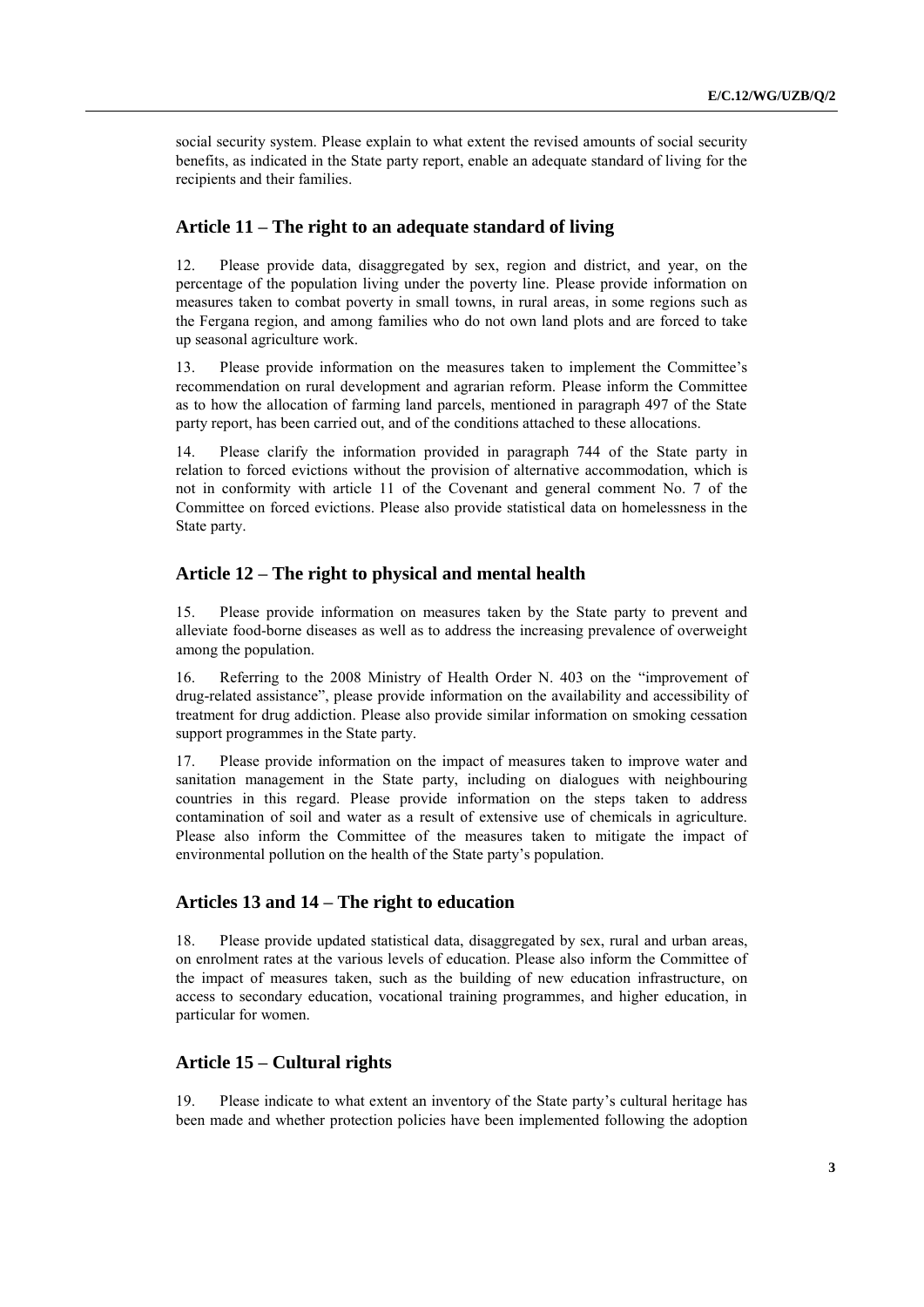social security system. Please explain to what extent the revised amounts of social security benefits, as indicated in the State party report, enable an adequate standard of living for the recipients and their families.

## Article 11 – The right to an adequate standard of living

12. Please provide data, disaggregated by sex, region and district, and year, on the percentage of the population living under the poverty line. Please provide information on measures taken to combat poverty in small towns, in rural areas, in some regions such as the Fergana region, and among families who do not own land plots and are forced to take up seasonal agriculture work.

13. Please provide information on the measures taken to implement the Committee's recommendation on rural development and agrarian reform. Please inform the Committee as to how the allocation of farming land parcels, mentioned in paragraph 497 of the State party report, has been carried out, and of the conditions attached to these allocations.

14. Please clarify the information provided in paragraph 744 of the State party in relation to forced evictions without the provision of alternative accommodation, which is not in conformity with article 11 of the Covenant and general comment No. 7 of the Committee on forced evictions. Please also provide statistical data on homelessness in the State party.

## Article 12 – The right to physical and mental health

15. Please provide information on measures taken by the State party to prevent and alleviate food-borne diseases as well as to address the increasing prevalence of overweight among the population.

16. Referring to the 2008 Ministry of Health Order N. 403 on the "improvement of drug-related assistance", please provide information on the availability and accessibility of treatment for drug addiction. Please also provide similar information on smoking cessation support programmes in the State party.

17. Please provide information on the impact of measures taken to improve water and sanitation management in the State party, including on dialogues with neighbouring countries in this regard. Please provide information on the steps taken to address contamination of soil and water as a result of extensive use of chemicals in agriculture. Please also inform the Committee of the measures taken to mitigate the impact of environmental pollution on the health of the State party's population.

## Articles 13 and 14 – The right to education

18. Please provide updated statistical data, disaggregated by sex, rural and urban areas, on enrolment rates at the various levels of education. Please also inform the Committee of the impact of measures taken, such as the building of new education infrastructure, on access to secondary education, vocational training programmes, and higher education, in particular for women.

## Article 15 – Cultural rights

19. Please indicate to what extent an inventory of the State party's cultural heritage has been made and whether protection policies have been implemented following the adoption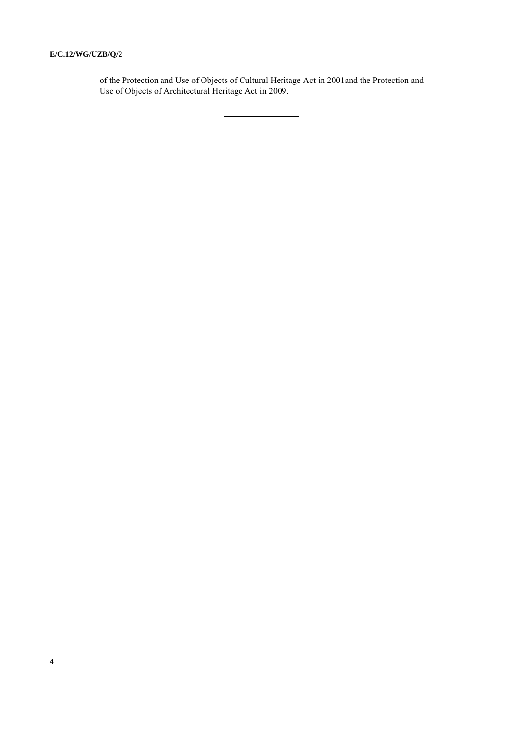of the Protection and Use of Objects of Cultural Heritage Act in 2001and the Protection and Use of Objects of Architectural Heritage Act in 2009.

---